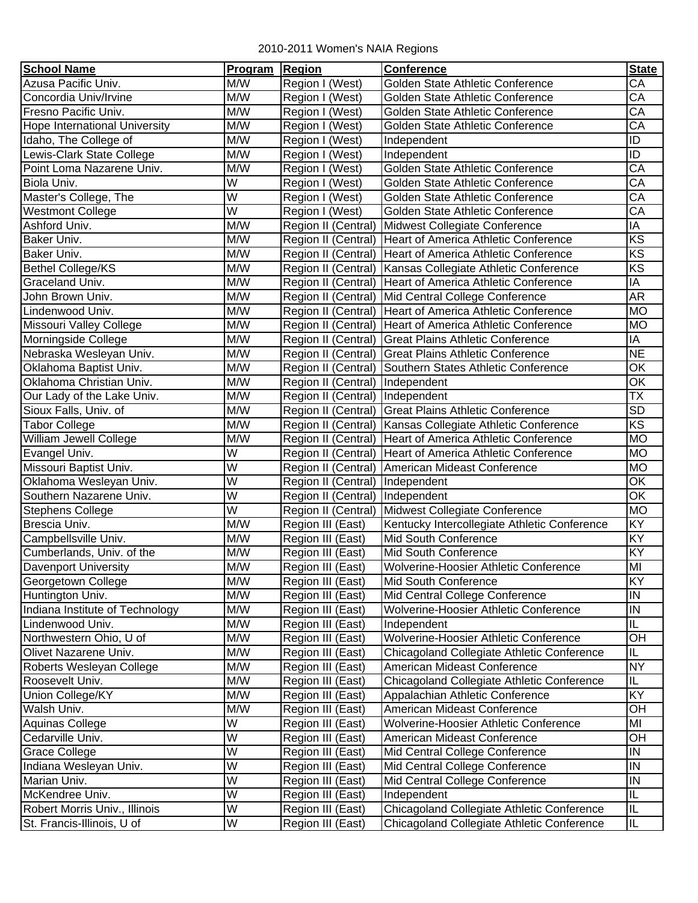2010-2011 Women's NAIA Regions

| School Name | Program | Region | Conference | State |
|---|---|---|---|---|
| Azusa Pacific Univ. | M/W | Region I (West) | Golden State Athletic Conference | CA |
| Concordia Univ/Irvine | M/W | Region I (West) | Golden State Athletic Conference | CA |
| Fresno Pacific Univ. | M/W | Region I (West) | Golden State Athletic Conference | CA |
| Hope International University | M/W | Region I (West) | Golden State Athletic Conference | CA |
| Idaho, The College of | M/W | Region I (West) | Independent | ID |
| Lewis-Clark State College | M/W | Region I (West) | Independent | ID |
| Point Loma Nazarene Univ. | M/W | Region I (West) | Golden State Athletic Conference | CA |
| Biola Univ. | W | Region I (West) | Golden State Athletic Conference | CA |
| Master's College, The | W | Region I (West) | Golden State Athletic Conference | CA |
| Westmont College | W | Region I (West) | Golden State Athletic Conference | CA |
| Ashford Univ. | M/W | Region II (Central) | Midwest Collegiate Conference | IA |
| Baker Univ. | M/W | Region II (Central) | Heart of America Athletic Conference | KS |
| Baker Univ. | M/W | Region II (Central) | Heart of America Athletic Conference | KS |
| Bethel College/KS | M/W | Region II (Central) | Kansas Collegiate Athletic Conference | KS |
| Graceland Univ. | M/W | Region II (Central) | Heart of America Athletic Conference | IA |
| John Brown Univ. | M/W | Region II (Central) | Mid Central College Conference | AR |
| Lindenwood Univ. | M/W | Region II (Central) | Heart of America Athletic Conference | MO |
| Missouri Valley College | M/W | Region II (Central) | Heart of America Athletic Conference | MO |
| Morningside College | M/W | Region II (Central) | Great Plains Athletic Conference | IA |
| Nebraska Wesleyan Univ. | M/W | Region II (Central) | Great Plains Athletic Conference | NE |
| Oklahoma Baptist Univ. | M/W | Region II (Central) | Southern States Athletic Conference | OK |
| Oklahoma Christian Univ. | M/W | Region II (Central) | Independent | OK |
| Our Lady of the Lake Univ. | M/W | Region II (Central) | Independent | TX |
| Sioux Falls, Univ. of | M/W | Region II (Central) | Great Plains Athletic Conference | SD |
| Tabor College | M/W | Region II (Central) | Kansas Collegiate Athletic Conference | KS |
| William Jewell College | M/W | Region II (Central) | Heart of America Athletic Conference | MO |
| Evangel Univ. | W | Region II (Central) | Heart of America Athletic Conference | MO |
| Missouri Baptist Univ. | W | Region II (Central) | American Mideast Conference | MO |
| Oklahoma Wesleyan Univ. | W | Region II (Central) | Independent | OK |
| Southern Nazarene Univ. | W | Region II (Central) | Independent | OK |
| Stephens College | W | Region II (Central) | Midwest Collegiate Conference | MO |
| Brescia Univ. | M/W | Region III (East) | Kentucky Intercollegiate Athletic Conference | KY |
| Campbellsville Univ. | M/W | Region III (East) | Mid South Conference | KY |
| Cumberlands, Univ. of the | M/W | Region III (East) | Mid South Conference | KY |
| Davenport University | M/W | Region III (East) | Wolverine-Hoosier Athletic Conference | MI |
| Georgetown College | M/W | Region III (East) | Mid South Conference | KY |
| Huntington Univ. | M/W | Region III (East) | Mid Central College Conference | IN |
| Indiana Institute of Technology | M/W | Region III (East) | Wolverine-Hoosier Athletic Conference | IN |
| Lindenwood Univ. | M/W | Region III (East) | Independent | IL |
| Northwestern Ohio, U of | M/W | Region III (East) | Wolverine-Hoosier Athletic Conference | OH |
| Olivet Nazarene Univ. | M/W | Region III (East) | Chicagoland Collegiate Athletic Conference | IL |
| Roberts Wesleyan College | M/W | Region III (East) | American Mideast Conference | NY |
| Roosevelt Univ. | M/W | Region III (East) | Chicagoland Collegiate Athletic Conference | IL |
| Union College/KY | M/W | Region III (East) | Appalachian Athletic Conference | KY |
| Walsh Univ. | M/W | Region III (East) | American Mideast Conference | OH |
| Aquinas College | W | Region III (East) | Wolverine-Hoosier Athletic Conference | MI |
| Cedarville Univ. | W | Region III (East) | American Mideast Conference | OH |
| Grace College | W | Region III (East) | Mid Central College Conference | IN |
| Indiana Wesleyan Univ. | W | Region III (East) | Mid Central College Conference | IN |
| Marian Univ. | W | Region III (East) | Mid Central College Conference | IN |
| McKendree Univ. | W | Region III (East) | Independent | IL |
| Robert Morris Univ., Illinois | W | Region III (East) | Chicagoland Collegiate Athletic Conference | IL |
| St. Francis-Illinois, U of | W | Region III (East) | Chicagoland Collegiate Athletic Conference | IL |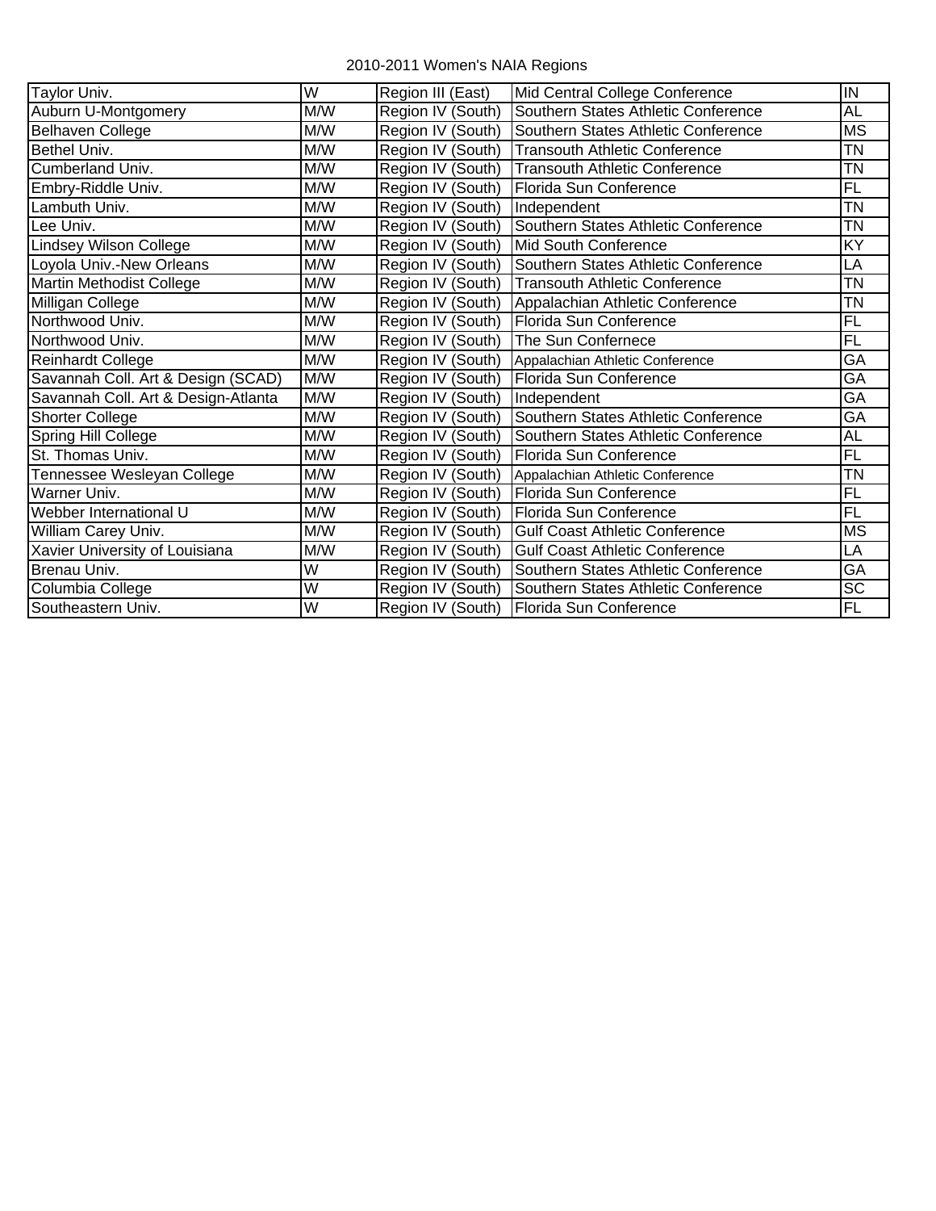2010-2011 Women's NAIA Regions

| | | | | |
|---|---|---|---|---|
| Taylor Univ. | W | Region III (East) | Mid Central College Conference | IN |
| Auburn U-Montgomery | M/W | Region IV (South) | Southern States Athletic Conference | AL |
| Belhaven College | M/W | Region IV (South) | Southern States Athletic Conference | MS |
| Bethel Univ. | M/W | Region IV (South) | Transouth Athletic Conference | TN |
| Cumberland Univ. | M/W | Region IV (South) | Transouth Athletic Conference | TN |
| Embry-Riddle Univ. | M/W | Region IV (South) | Florida Sun Conference | FL |
| Lambuth Univ. | M/W | Region IV (South) | Independent | TN |
| Lee Univ. | M/W | Region IV (South) | Southern States Athletic Conference | TN |
| Lindsey Wilson College | M/W | Region IV (South) | Mid South Conference | KY |
| Loyola Univ.-New Orleans | M/W | Region IV (South) | Southern States Athletic Conference | LA |
| Martin Methodist College | M/W | Region IV (South) | Transouth Athletic Conference | TN |
| Milligan College | M/W | Region IV (South) | Appalachian Athletic Conference | TN |
| Northwood Univ. | M/W | Region IV (South) | Florida Sun Conference | FL |
| Northwood Univ. | M/W | Region IV (South) | The Sun Confernece | FL |
| Reinhardt College | M/W | Region IV (South) | Appalachian Athletic Conference | GA |
| Savannah Coll. Art & Design (SCAD) | M/W | Region IV (South) | Florida Sun Conference | GA |
| Savannah Coll. Art & Design-Atlanta | M/W | Region IV (South) | Independent | GA |
| Shorter College | M/W | Region IV (South) | Southern States Athletic Conference | GA |
| Spring Hill College | M/W | Region IV (South) | Southern States Athletic Conference | AL |
| St. Thomas Univ. | M/W | Region IV (South) | Florida Sun Conference | FL |
| Tennessee Wesleyan College | M/W | Region IV (South) | Appalachian Athletic Conference | TN |
| Warner Univ. | M/W | Region IV (South) | Florida Sun Conference | FL |
| Webber International U | M/W | Region IV (South) | Florida Sun Conference | FL |
| William Carey Univ. | M/W | Region IV (South) | Gulf Coast Athletic Conference | MS |
| Xavier University of Louisiana | M/W | Region IV (South) | Gulf Coast Athletic Conference | LA |
| Brenau Univ. | W | Region IV (South) | Southern States Athletic Conference | GA |
| Columbia College | W | Region IV (South) | Southern States Athletic Conference | SC |
| Southeastern Univ. | W | Region IV (South) | Florida Sun Conference | FL |